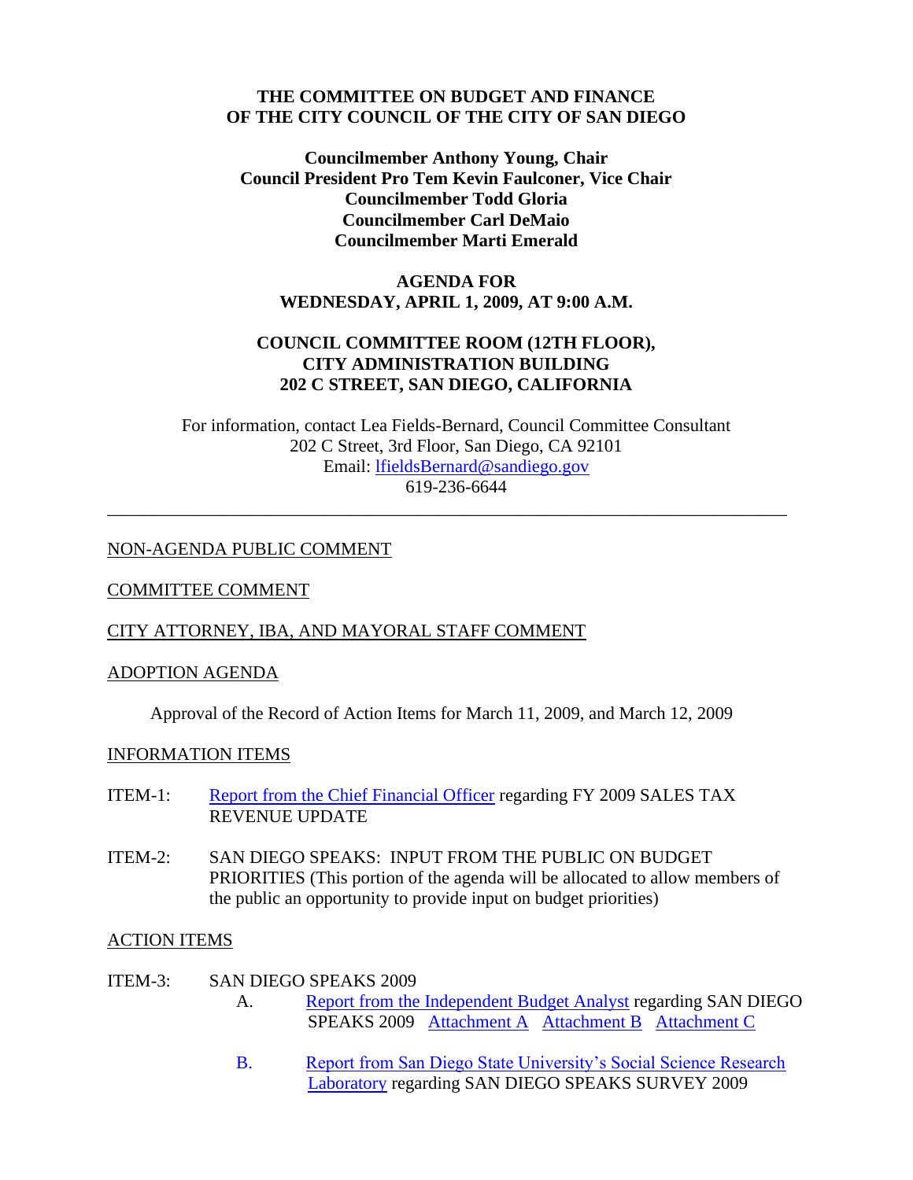**THE COMMITTEE ON BUDGET AND FINANCE**
**OF THE CITY COUNCIL OF THE CITY OF SAN DIEGO**

**Councilmember Anthony Young, Chair**
**Council President Pro Tem Kevin Faulconer, Vice Chair**
**Councilmember Todd Gloria**
**Councilmember Carl DeMaio**
**Councilmember Marti Emerald**

**AGENDA FOR**
**WEDNESDAY, APRIL 1, 2009, AT 9:00 A.M.**

**COUNCIL COMMITTEE ROOM (12TH FLOOR),**
**CITY ADMINISTRATION BUILDING**
**202 C STREET, SAN DIEGO, CALIFORNIA**

For information, contact Lea Fields-Bernard, Council Committee Consultant
202 C Street, 3rd Floor, San Diego, CA 92101
Email: lfieldsBernard@sandiego.gov
619-236-6644

---

NON-AGENDA PUBLIC COMMENT

COMMITTEE COMMENT

CITY ATTORNEY, IBA, AND MAYORAL STAFF COMMENT

ADOPTION AGENDA

Approval of the Record of Action Items for March 11, 2009, and March 12, 2009

INFORMATION ITEMS

ITEM-1: Report from the Chief Financial Officer regarding FY 2009 SALES TAX REVENUE UPDATE

ITEM-2: SAN DIEGO SPEAKS: INPUT FROM THE PUBLIC ON BUDGET PRIORITIES (This portion of the agenda will be allocated to allow members of the public an opportunity to provide input on budget priorities)

ACTION ITEMS

ITEM-3: SAN DIEGO SPEAKS 2009

A. Report from the Independent Budget Analyst regarding SAN DIEGO SPEAKS 2009 Attachment A Attachment B Attachment C

B. Report from San Diego State University's Social Science Research Laboratory regarding SAN DIEGO SPEAKS SURVEY 2009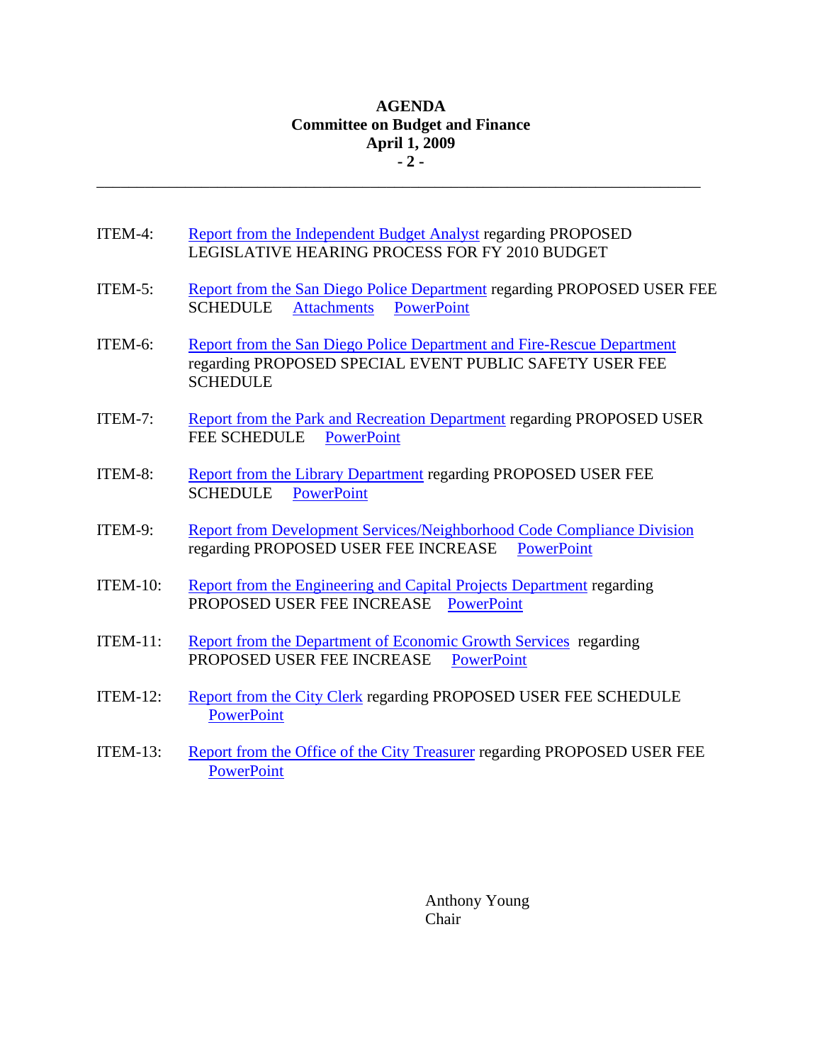ITEM-4: Report from the Independent Budget Analyst regarding PROPOSED LEGISLATIVE HEARING PROCESS FOR FY 2010 BUDGET

ITEM-5: Report from the San Diego Police Department regarding PROPOSED USER FEE SCHEDULE Attachments PowerPoint

ITEM-6: Report from the San Diego Police Department and Fire-Rescue Department regarding PROPOSED SPECIAL EVENT PUBLIC SAFETY USER FEE SCHEDULE

ITEM-7: Report from the Park and Recreation Department regarding PROPOSED USER FEE SCHEDULE PowerPoint

ITEM-8: Report from the Library Department regarding PROPOSED USER FEE SCHEDULE PowerPoint

ITEM-9: Report from Development Services/Neighborhood Code Compliance Division regarding PROPOSED USER FEE INCREASE PowerPoint

ITEM-10: Report from the Engineering and Capital Projects Department regarding PROPOSED USER FEE INCREASE PowerPoint

ITEM-11: Report from the Department of Economic Growth Services regarding PROPOSED USER FEE INCREASE PowerPoint

ITEM-12: Report from the City Clerk regarding PROPOSED USER FEE SCHEDULE PowerPoint

ITEM-13: Report from the Office of the City Treasurer regarding PROPOSED USER FEE PowerPoint

Anthony Young
Chair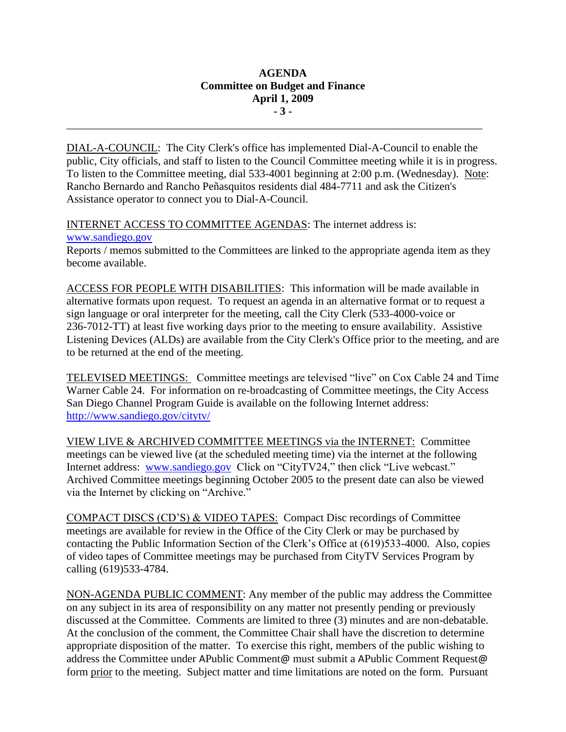DIAL-A-COUNCIL: The City Clerk's office has implemented Dial-A-Council to enable the public, City officials, and staff to listen to the Council Committee meeting while it is in progress. To listen to the Committee meeting, dial 533-4001 beginning at 2:00 p.m. (Wednesday). Note: Rancho Bernardo and Rancho Peñasquitos residents dial 484-7711 and ask the Citizen's Assistance operator to connect you to Dial-A-Council.

INTERNET ACCESS TO COMMITTEE AGENDAS: The internet address is: www.sandiego.gov
Reports / memos submitted to the Committees are linked to the appropriate agenda item as they become available.

ACCESS FOR PEOPLE WITH DISABILITIES: This information will be made available in alternative formats upon request. To request an agenda in an alternative format or to request a sign language or oral interpreter for the meeting, call the City Clerk (533-4000-voice or 236-7012-TT) at least five working days prior to the meeting to ensure availability. Assistive Listening Devices (ALDs) are available from the City Clerk's Office prior to the meeting, and are to be returned at the end of the meeting.

TELEVISED MEETINGS: Committee meetings are televised "live" on Cox Cable 24 and Time Warner Cable 24. For information on re-broadcasting of Committee meetings, the City Access San Diego Channel Program Guide is available on the following Internet address: http://www.sandiego.gov/citytv/

VIEW LIVE & ARCHIVED COMMITTEE MEETINGS via the INTERNET: Committee meetings can be viewed live (at the scheduled meeting time) via the internet at the following Internet address: www.sandiego.gov Click on "CityTV24," then click "Live webcast." Archived Committee meetings beginning October 2005 to the present date can also be viewed via the Internet by clicking on "Archive."

COMPACT DISCS (CD'S) & VIDEO TAPES: Compact Disc recordings of Committee meetings are available for review in the Office of the City Clerk or may be purchased by contacting the Public Information Section of the Clerk's Office at (619)533-4000. Also, copies of video tapes of Committee meetings may be purchased from CityTV Services Program by calling (619)533-4784.

NON-AGENDA PUBLIC COMMENT: Any member of the public may address the Committee on any subject in its area of responsibility on any matter not presently pending or previously discussed at the Committee. Comments are limited to three (3) minutes and are non-debatable. At the conclusion of the comment, the Committee Chair shall have the discretion to determine appropriate disposition of the matter. To exercise this right, members of the public wishing to address the Committee under APublic Comment@ must submit a APublic Comment Request@ form prior to the meeting. Subject matter and time limitations are noted on the form. Pursuant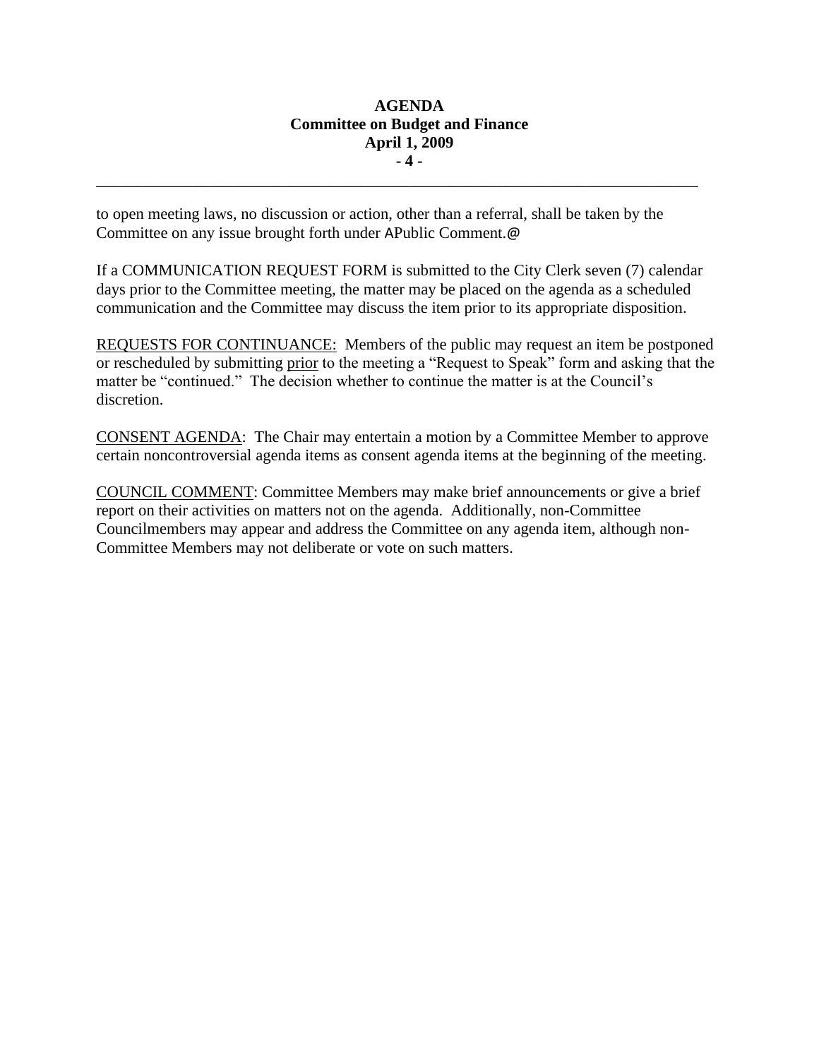to open meeting laws, no discussion or action, other than a referral, shall be taken by the Committee on any issue brought forth under APublic Comment.@

If a COMMUNICATION REQUEST FORM is submitted to the City Clerk seven (7) calendar days prior to the Committee meeting, the matter may be placed on the agenda as a scheduled communication and the Committee may discuss the item prior to its appropriate disposition.

<u>REQUESTS FOR CONTINUANCE:</u> Members of the public may request an item be postponed or rescheduled by submitting <u>prior</u> to the meeting a "Request to Speak" form and asking that the matter be "continued." The decision whether to continue the matter is at the Council's discretion.

<u>CONSENT AGENDA</u>: The Chair may entertain a motion by a Committee Member to approve certain noncontroversial agenda items as consent agenda items at the beginning of the meeting.

<u>COUNCIL COMMENT</u>: Committee Members may make brief announcements or give a brief report on their activities on matters not on the agenda. Additionally, non-Committee Councilmembers may appear and address the Committee on any agenda item, although non-Committee Members may not deliberate or vote on such matters.